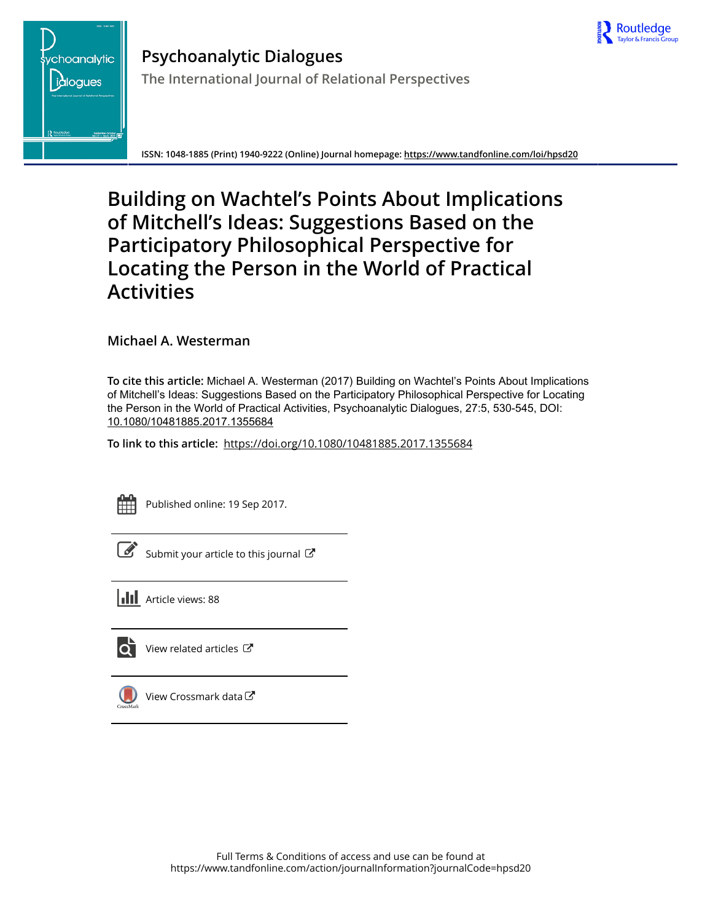# Psychoanalytic Dialogues

## The International Journal of Relational Perspectives

ISSN: 1048-1885 (Print) 1940-9222 (Online) Journal homepage: https://www.tandfonline.com/loi/hpsd20

# Building on Wachtel's Points About Implications of Mitchell's Ideas: Suggestions Based on the Participatory Philosophical Perspective for Locating the Person in the World of Practical Activities

**Michael A. Westerman**

**To cite this article:** Michael A. Westerman (2017) Building on Wachtel's Points About Implications of Mitchell's Ideas: Suggestions Based on the Participatory Philosophical Perspective for Locating the Person in the World of Practical Activities, Psychoanalytic Dialogues, 27:5, 530-545, DOI: 10.1080/10481885.2017.1355684

**To link to this article:** https://doi.org/10.1080/10481885.2017.1355684

Published online: 19 Sep 2017.

Submit your article to this journal

Article views: 88

View related articles

View Crossmark data

Full Terms & Conditions of access and use can be found at
https://www.tandfonline.com/action/journalInformation?journalCode=hpsd20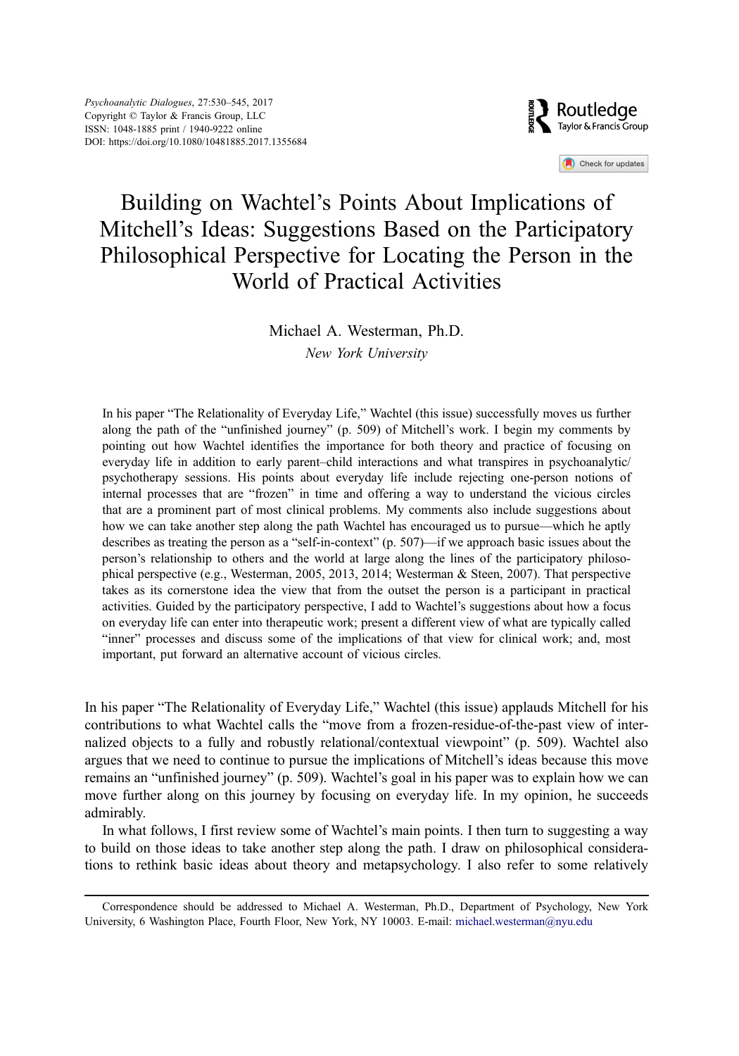# Building on Wachtel's Points About Implications of Mitchell's Ideas: Suggestions Based on the Participatory Philosophical Perspective for Locating the Person in the World of Practical Activities

Michael A. Westerman, Ph.D.
*New York University*

In his paper "The Relationality of Everyday Life," Wachtel (this issue) successfully moves us further along the path of the "unfinished journey" (p. 509) of Mitchell's work. I begin my comments by pointing out how Wachtel identifies the importance for both theory and practice of focusing on everyday life in addition to early parent–child interactions and what transpires in psychoanalytic/psychotherapy sessions. His points about everyday life include rejecting one-person notions of internal processes that are "frozen" in time and offering a way to understand the vicious circles that are a prominent part of most clinical problems. My comments also include suggestions about how we can take another step along the path Wachtel has encouraged us to pursue—which he aptly describes as treating the person as a "self-in-context" (p. 507)—if we approach basic issues about the person's relationship to others and the world at large along the lines of the participatory philosophical perspective (e.g., Westerman, 2005, 2013, 2014; Westerman & Steen, 2007). That perspective takes as its cornerstone idea the view that from the outset the person is a participant in practical activities. Guided by the participatory perspective, I add to Wachtel's suggestions about how a focus on everyday life can enter into therapeutic work; present a different view of what are typically called "inner" processes and discuss some of the implications of that view for clinical work; and, most important, put forward an alternative account of vicious circles.

In his paper "The Relationality of Everyday Life," Wachtel (this issue) applauds Mitchell for his contributions to what Wachtel calls the "move from a frozen-residue-of-the-past view of internalized objects to a fully and robustly relational/contextual viewpoint" (p. 509). Wachtel also argues that we need to continue to pursue the implications of Mitchell's ideas because this move remains an "unfinished journey" (p. 509). Wachtel's goal in his paper was to explain how we can move further along on this journey by focusing on everyday life. In my opinion, he succeeds admirably.

In what follows, I first review some of Wachtel's main points. I then turn to suggesting a way to build on those ideas to take another step along the path. I draw on philosophical considerations to rethink basic ideas about theory and metapsychology. I also refer to some relatively

Correspondence should be addressed to Michael A. Westerman, Ph.D., Department of Psychology, New York University, 6 Washington Place, Fourth Floor, New York, NY 10003. E-mail: michael.westerman@nyu.edu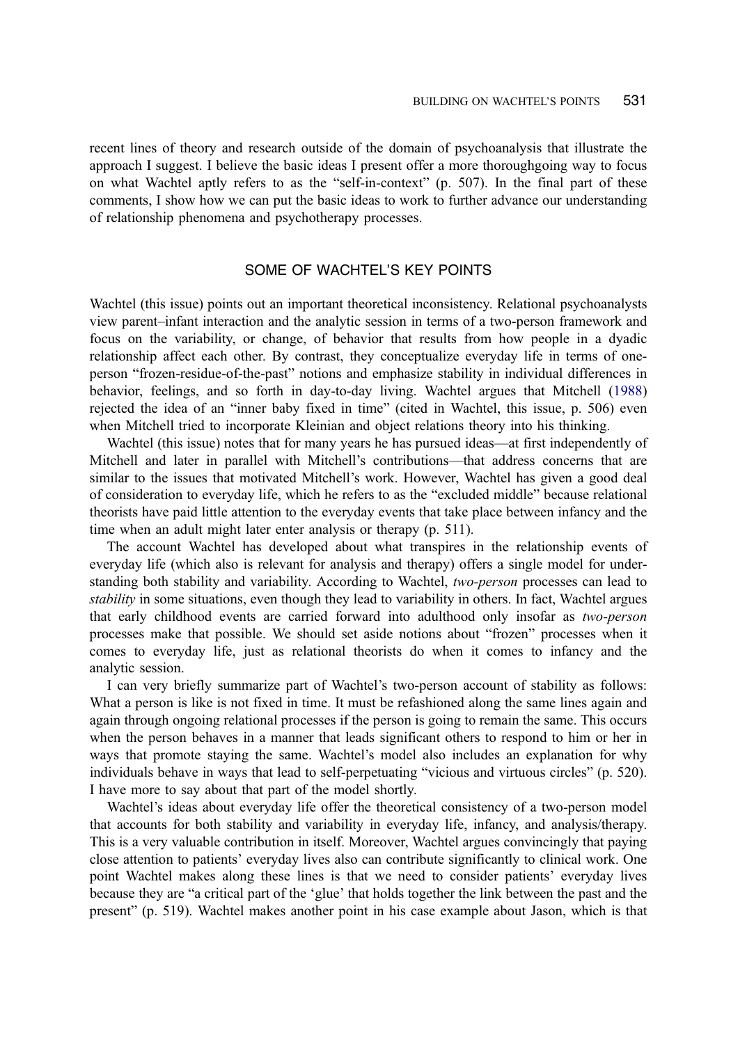recent lines of theory and research outside of the domain of psychoanalysis that illustrate the approach I suggest. I believe the basic ideas I present offer a more thoroughgoing way to focus on what Wachtel aptly refers to as the "self-in-context" (p. 507). In the final part of these comments, I show how we can put the basic ideas to work to further advance our understanding of relationship phenomena and psychotherapy processes.

## SOME OF WACHTEL'S KEY POINTS

Wachtel (this issue) points out an important theoretical inconsistency. Relational psychoanalysts view parent–infant interaction and the analytic session in terms of a two-person framework and focus on the variability, or change, of behavior that results from how people in a dyadic relationship affect each other. By contrast, they conceptualize everyday life in terms of one-person "frozen-residue-of-the-past" notions and emphasize stability in individual differences in behavior, feelings, and so forth in day-to-day living. Wachtel argues that Mitchell (1988) rejected the idea of an "inner baby fixed in time" (cited in Wachtel, this issue, p. 506) even when Mitchell tried to incorporate Kleinian and object relations theory into his thinking.

Wachtel (this issue) notes that for many years he has pursued ideas—at first independently of Mitchell and later in parallel with Mitchell's contributions—that address concerns that are similar to the issues that motivated Mitchell's work. However, Wachtel has given a good deal of consideration to everyday life, which he refers to as the "excluded middle" because relational theorists have paid little attention to the everyday events that take place between infancy and the time when an adult might later enter analysis or therapy (p. 511).

The account Wachtel has developed about what transpires in the relationship events of everyday life (which also is relevant for analysis and therapy) offers a single model for understanding both stability and variability. According to Wachtel, *two-person* processes can lead to *stability* in some situations, even though they lead to variability in others. In fact, Wachtel argues that early childhood events are carried forward into adulthood only insofar as *two-person* processes make that possible. We should set aside notions about "frozen" processes when it comes to everyday life, just as relational theorists do when it comes to infancy and the analytic session.

I can very briefly summarize part of Wachtel's two-person account of stability as follows: What a person is like is not fixed in time. It must be refashioned along the same lines again and again through ongoing relational processes if the person is going to remain the same. This occurs when the person behaves in a manner that leads significant others to respond to him or her in ways that promote staying the same. Wachtel's model also includes an explanation for why individuals behave in ways that lead to self-perpetuating "vicious and virtuous circles" (p. 520). I have more to say about that part of the model shortly.

Wachtel's ideas about everyday life offer the theoretical consistency of a two-person model that accounts for both stability and variability in everyday life, infancy, and analysis/therapy. This is a very valuable contribution in itself. Moreover, Wachtel argues convincingly that paying close attention to patients' everyday lives also can contribute significantly to clinical work. One point Wachtel makes along these lines is that we need to consider patients' everyday lives because they are "a critical part of the 'glue' that holds together the link between the past and the present" (p. 519). Wachtel makes another point in his case example about Jason, which is that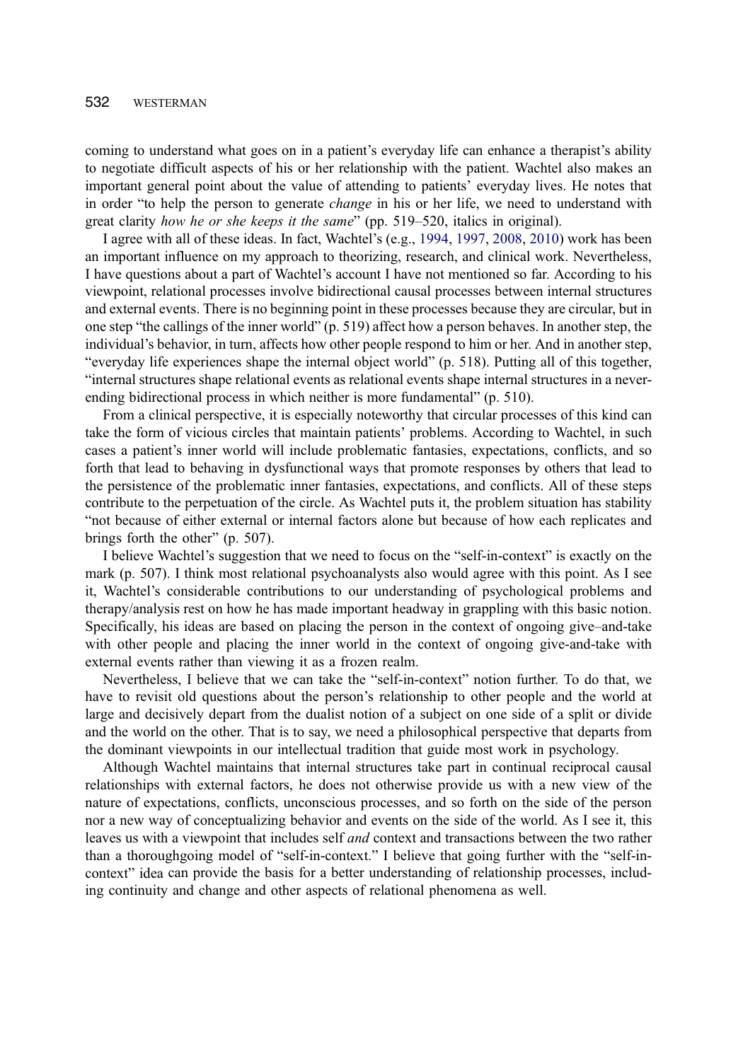coming to understand what goes on in a patient's everyday life can enhance a therapist's ability to negotiate difficult aspects of his or her relationship with the patient. Wachtel also makes an important general point about the value of attending to patients' everyday lives. He notes that in order "to help the person to generate *change* in his or her life, we need to understand with great clarity *how he or she keeps it the same*" (pp. 519–520, italics in original).

I agree with all of these ideas. In fact, Wachtel's (e.g., 1994, 1997, 2008, 2010) work has been an important influence on my approach to theorizing, research, and clinical work. Nevertheless, I have questions about a part of Wachtel's account I have not mentioned so far. According to his viewpoint, relational processes involve bidirectional causal processes between internal structures and external events. There is no beginning point in these processes because they are circular, but in one step "the callings of the inner world" (p. 519) affect how a person behaves. In another step, the individual's behavior, in turn, affects how other people respond to him or her. And in another step, "everyday life experiences shape the internal object world" (p. 518). Putting all of this together, "internal structures shape relational events as relational events shape internal structures in a never-ending bidirectional process in which neither is more fundamental" (p. 510).

From a clinical perspective, it is especially noteworthy that circular processes of this kind can take the form of vicious circles that maintain patients' problems. According to Wachtel, in such cases a patient's inner world will include problematic fantasies, expectations, conflicts, and so forth that lead to behaving in dysfunctional ways that promote responses by others that lead to the persistence of the problematic inner fantasies, expectations, and conflicts. All of these steps contribute to the perpetuation of the circle. As Wachtel puts it, the problem situation has stability "not because of either external or internal factors alone but because of how each replicates and brings forth the other" (p. 507).

I believe Wachtel's suggestion that we need to focus on the "self-in-context" is exactly on the mark (p. 507). I think most relational psychoanalysts also would agree with this point. As I see it, Wachtel's considerable contributions to our understanding of psychological problems and therapy/analysis rest on how he has made important headway in grappling with this basic notion. Specifically, his ideas are based on placing the person in the context of ongoing give–and-take with other people and placing the inner world in the context of ongoing give-and-take with external events rather than viewing it as a frozen realm.

Nevertheless, I believe that we can take the "self-in-context" notion further. To do that, we have to revisit old questions about the person's relationship to other people and the world at large and decisively depart from the dualist notion of a subject on one side of a split or divide and the world on the other. That is to say, we need a philosophical perspective that departs from the dominant viewpoints in our intellectual tradition that guide most work in psychology.

Although Wachtel maintains that internal structures take part in continual reciprocal causal relationships with external factors, he does not otherwise provide us with a new view of the nature of expectations, conflicts, unconscious processes, and so forth on the side of the person nor a new way of conceptualizing behavior and events on the side of the world. As I see it, this leaves us with a viewpoint that includes self *and* context and transactions between the two rather than a thoroughgoing model of "self-in-context." I believe that going further with the "self-in-context" idea can provide the basis for a better understanding of relationship processes, including continuity and change and other aspects of relational phenomena as well.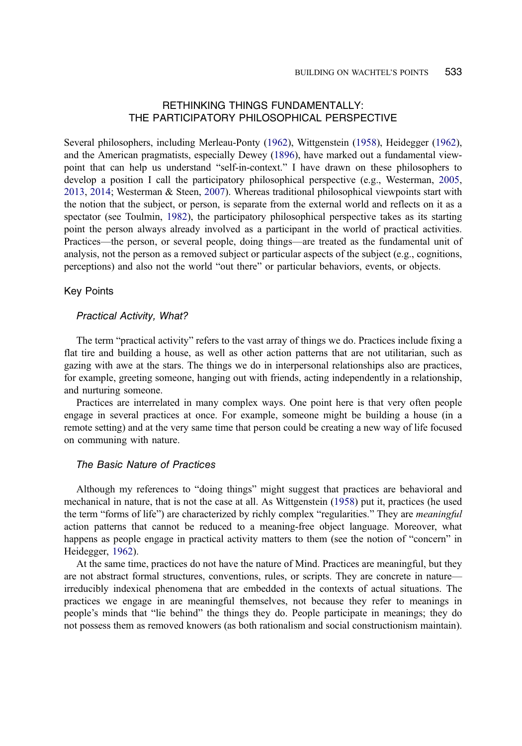## RETHINKING THINGS FUNDAMENTALLY: THE PARTICIPATORY PHILOSOPHICAL PERSPECTIVE

Several philosophers, including Merleau-Ponty (1962), Wittgenstein (1958), Heidegger (1962), and the American pragmatists, especially Dewey (1896), have marked out a fundamental viewpoint that can help us understand "self-in-context." I have drawn on these philosophers to develop a position I call the participatory philosophical perspective (e.g., Westerman, 2005, 2013, 2014; Westerman & Steen, 2007). Whereas traditional philosophical viewpoints start with the notion that the subject, or person, is separate from the external world and reflects on it as a spectator (see Toulmin, 1982), the participatory philosophical perspective takes as its starting point the person always already involved as a participant in the world of practical activities. Practices—the person, or several people, doing things—are treated as the fundamental unit of analysis, not the person as a removed subject or particular aspects of the subject (e.g., cognitions, perceptions) and also not the world "out there" or particular behaviors, events, or objects.

### Key Points

#### *Practical Activity, What?*

The term "practical activity" refers to the vast array of things we do. Practices include fixing a flat tire and building a house, as well as other action patterns that are not utilitarian, such as gazing with awe at the stars. The things we do in interpersonal relationships also are practices, for example, greeting someone, hanging out with friends, acting independently in a relationship, and nurturing someone.

Practices are interrelated in many complex ways. One point here is that very often people engage in several practices at once. For example, someone might be building a house (in a remote setting) and at the very same time that person could be creating a new way of life focused on communing with nature.

#### *The Basic Nature of Practices*

Although my references to "doing things" might suggest that practices are behavioral and mechanical in nature, that is not the case at all. As Wittgenstein (1958) put it, practices (he used the term "forms of life") are characterized by richly complex "regularities." They are *meaningful* action patterns that cannot be reduced to a meaning-free object language. Moreover, what happens as people engage in practical activity matters to them (see the notion of "concern" in Heidegger, 1962).

At the same time, practices do not have the nature of Mind. Practices are meaningful, but they are not abstract formal structures, conventions, rules, or scripts. They are concrete in nature—irreducibly indexical phenomena that are embedded in the contexts of actual situations. The practices we engage in are meaningful themselves, not because they refer to meanings in people's minds that "lie behind" the things they do. People participate in meanings; they do not possess them as removed knowers (as both rationalism and social constructionism maintain).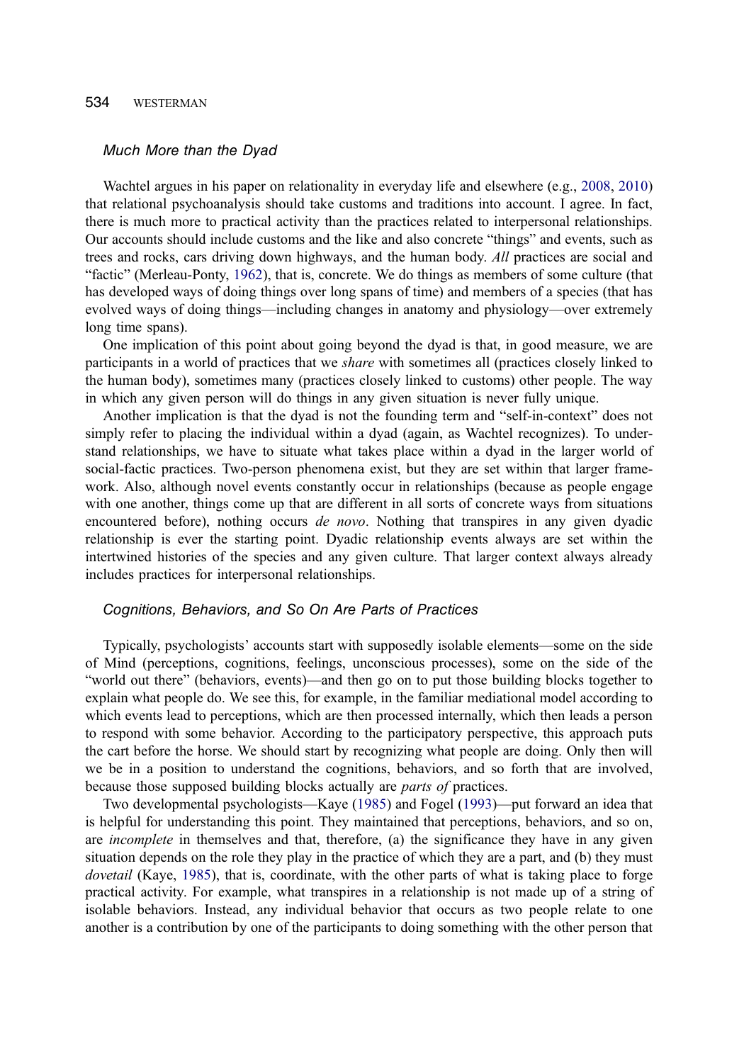### *Much More than the Dyad*

Wachtel argues in his paper on relationality in everyday life and elsewhere (e.g., 2008, 2010) that relational psychoanalysis should take customs and traditions into account. I agree. In fact, there is much more to practical activity than the practices related to interpersonal relationships. Our accounts should include customs and the like and also concrete "things" and events, such as trees and rocks, cars driving down highways, and the human body. *All* practices are social and "factic" (Merleau-Ponty, 1962), that is, concrete. We do things as members of some culture (that has developed ways of doing things over long spans of time) and members of a species (that has evolved ways of doing things—including changes in anatomy and physiology—over extremely long time spans).

One implication of this point about going beyond the dyad is that, in good measure, we are participants in a world of practices that we *share* with sometimes all (practices closely linked to the human body), sometimes many (practices closely linked to customs) other people. The way in which any given person will do things in any given situation is never fully unique.

Another implication is that the dyad is not the founding term and "self-in-context" does not simply refer to placing the individual within a dyad (again, as Wachtel recognizes). To understand relationships, we have to situate what takes place within a dyad in the larger world of social-factic practices. Two-person phenomena exist, but they are set within that larger framework. Also, although novel events constantly occur in relationships (because as people engage with one another, things come up that are different in all sorts of concrete ways from situations encountered before), nothing occurs *de novo*. Nothing that transpires in any given dyadic relationship is ever the starting point. Dyadic relationship events always are set within the intertwined histories of the species and any given culture. That larger context always already includes practices for interpersonal relationships.

### *Cognitions, Behaviors, and So On Are Parts of Practices*

Typically, psychologists' accounts start with supposedly isolable elements—some on the side of Mind (perceptions, cognitions, feelings, unconscious processes), some on the side of the "world out there" (behaviors, events)—and then go on to put those building blocks together to explain what people do. We see this, for example, in the familiar mediational model according to which events lead to perceptions, which are then processed internally, which then leads a person to respond with some behavior. According to the participatory perspective, this approach puts the cart before the horse. We should start by recognizing what people are doing. Only then will we be in a position to understand the cognitions, behaviors, and so forth that are involved, because those supposed building blocks actually are *parts of* practices.

Two developmental psychologists—Kaye (1985) and Fogel (1993)—put forward an idea that is helpful for understanding this point. They maintained that perceptions, behaviors, and so on, are *incomplete* in themselves and that, therefore, (a) the significance they have in any given situation depends on the role they play in the practice of which they are a part, and (b) they must *dovetail* (Kaye, 1985), that is, coordinate, with the other parts of what is taking place to forge practical activity. For example, what transpires in a relationship is not made up of a string of isolable behaviors. Instead, any individual behavior that occurs as two people relate to one another is a contribution by one of the participants to doing something with the other person that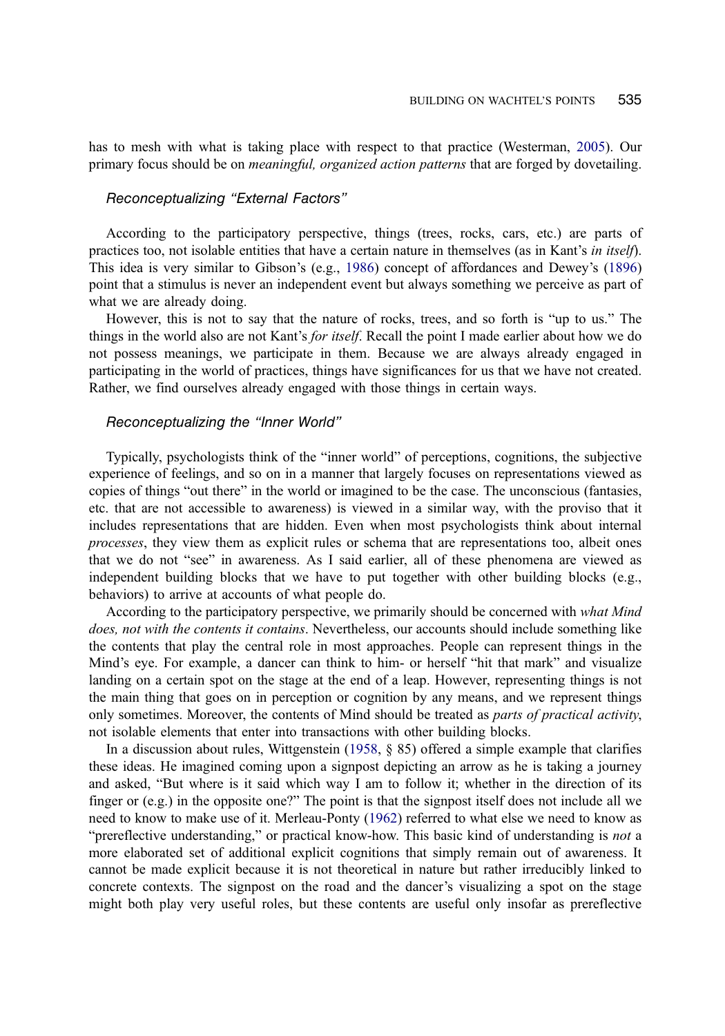has to mesh with what is taking place with respect to that practice (Westerman, 2005). Our primary focus should be on *meaningful, organized action patterns* that are forged by dovetailing.

### *Reconceptualizing "External Factors"*

According to the participatory perspective, things (trees, rocks, cars, etc.) are parts of practices too, not isolable entities that have a certain nature in themselves (as in Kant's *in itself*). This idea is very similar to Gibson's (e.g., 1986) concept of affordances and Dewey's (1896) point that a stimulus is never an independent event but always something we perceive as part of what we are already doing.

However, this is not to say that the nature of rocks, trees, and so forth is "up to us." The things in the world also are not Kant's *for itself*. Recall the point I made earlier about how we do not possess meanings, we participate in them. Because we are always already engaged in participating in the world of practices, things have significances for us that we have not created. Rather, we find ourselves already engaged with those things in certain ways.

### *Reconceptualizing the "Inner World"*

Typically, psychologists think of the "inner world" of perceptions, cognitions, the subjective experience of feelings, and so on in a manner that largely focuses on representations viewed as copies of things "out there" in the world or imagined to be the case. The unconscious (fantasies, etc. that are not accessible to awareness) is viewed in a similar way, with the proviso that it includes representations that are hidden. Even when most psychologists think about internal *processes*, they view them as explicit rules or schema that are representations too, albeit ones that we do not "see" in awareness. As I said earlier, all of these phenomena are viewed as independent building blocks that we have to put together with other building blocks (e.g., behaviors) to arrive at accounts of what people do.

According to the participatory perspective, we primarily should be concerned with *what Mind does, not with the contents it contains*. Nevertheless, our accounts should include something like the contents that play the central role in most approaches. People can represent things in the Mind's eye. For example, a dancer can think to him- or herself "hit that mark" and visualize landing on a certain spot on the stage at the end of a leap. However, representing things is not the main thing that goes on in perception or cognition by any means, and we represent things only sometimes. Moreover, the contents of Mind should be treated as *parts of practical activity*, not isolable elements that enter into transactions with other building blocks.

In a discussion about rules, Wittgenstein (1958, § 85) offered a simple example that clarifies these ideas. He imagined coming upon a signpost depicting an arrow as he is taking a journey and asked, "But where is it said which way I am to follow it; whether in the direction of its finger or (e.g.) in the opposite one?" The point is that the signpost itself does not include all we need to know to make use of it. Merleau-Ponty (1962) referred to what else we need to know as "prereflective understanding," or practical know-how. This basic kind of understanding is *not* a more elaborated set of additional explicit cognitions that simply remain out of awareness. It cannot be made explicit because it is not theoretical in nature but rather irreducibly linked to concrete contexts. The signpost on the road and the dancer's visualizing a spot on the stage might both play very useful roles, but these contents are useful only insofar as prereflective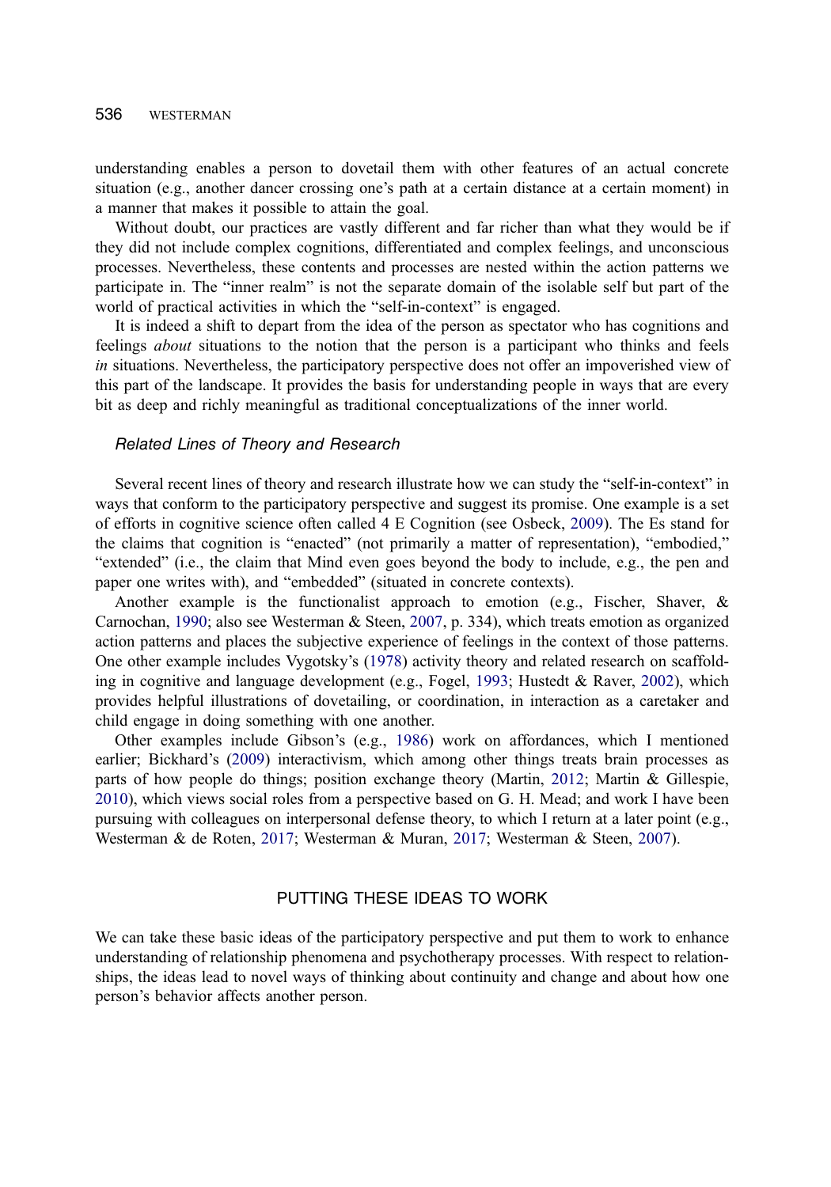understanding enables a person to dovetail them with other features of an actual concrete situation (e.g., another dancer crossing one's path at a certain distance at a certain moment) in a manner that makes it possible to attain the goal.

Without doubt, our practices are vastly different and far richer than what they would be if they did not include complex cognitions, differentiated and complex feelings, and unconscious processes. Nevertheless, these contents and processes are nested within the action patterns we participate in. The "inner realm" is not the separate domain of the isolable self but part of the world of practical activities in which the "self-in-context" is engaged.

It is indeed a shift to depart from the idea of the person as spectator who has cognitions and feelings *about* situations to the notion that the person is a participant who thinks and feels *in* situations. Nevertheless, the participatory perspective does not offer an impoverished view of this part of the landscape. It provides the basis for understanding people in ways that are every bit as deep and richly meaningful as traditional conceptualizations of the inner world.

### *Related Lines of Theory and Research*

Several recent lines of theory and research illustrate how we can study the "self-in-context" in ways that conform to the participatory perspective and suggest its promise. One example is a set of efforts in cognitive science often called 4 E Cognition (see Osbeck, 2009). The Es stand for the claims that cognition is "enacted" (not primarily a matter of representation), "embodied," "extended" (i.e., the claim that Mind even goes beyond the body to include, e.g., the pen and paper one writes with), and "embedded" (situated in concrete contexts).

Another example is the functionalist approach to emotion (e.g., Fischer, Shaver, & Carnochan, 1990; also see Westerman & Steen, 2007, p. 334), which treats emotion as organized action patterns and places the subjective experience of feelings in the context of those patterns. One other example includes Vygotsky's (1978) activity theory and related research on scaffolding in cognitive and language development (e.g., Fogel, 1993; Hustedt & Raver, 2002), which provides helpful illustrations of dovetailing, or coordination, in interaction as a caretaker and child engage in doing something with one another.

Other examples include Gibson's (e.g., 1986) work on affordances, which I mentioned earlier; Bickhard's (2009) interactivism, which among other things treats brain processes as parts of how people do things; position exchange theory (Martin, 2012; Martin & Gillespie, 2010), which views social roles from a perspective based on G. H. Mead; and work I have been pursuing with colleagues on interpersonal defense theory, to which I return at a later point (e.g., Westerman & de Roten, 2017; Westerman & Muran, 2017; Westerman & Steen, 2007).

## PUTTING THESE IDEAS TO WORK

We can take these basic ideas of the participatory perspective and put them to work to enhance understanding of relationship phenomena and psychotherapy processes. With respect to relationships, the ideas lead to novel ways of thinking about continuity and change and about how one person's behavior affects another person.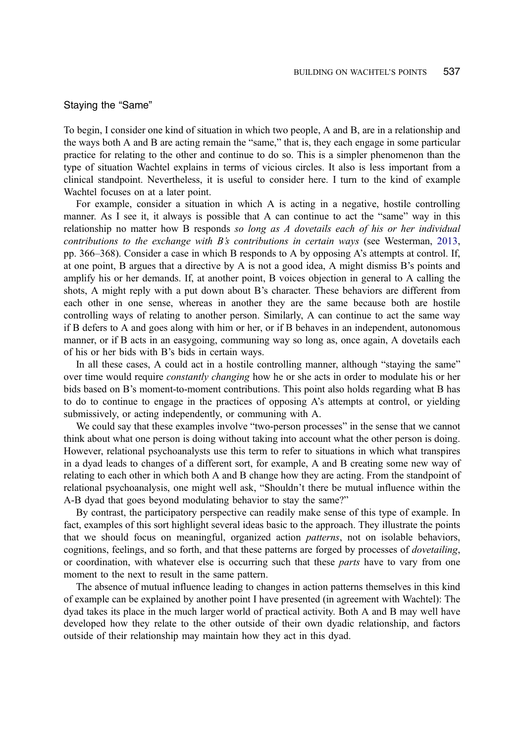## Staying the "Same"

To begin, I consider one kind of situation in which two people, A and B, are in a relationship and the ways both A and B are acting remain the "same," that is, they each engage in some particular practice for relating to the other and continue to do so. This is a simpler phenomenon than the type of situation Wachtel explains in terms of vicious circles. It also is less important from a clinical standpoint. Nevertheless, it is useful to consider here. I turn to the kind of example Wachtel focuses on at a later point.

For example, consider a situation in which A is acting in a negative, hostile controlling manner. As I see it, it always is possible that A can continue to act the "same" way in this relationship no matter how B responds *so long as A dovetails each of his or her individual contributions to the exchange with B's contributions in certain ways* (see Westerman, 2013, pp. 366–368). Consider a case in which B responds to A by opposing A's attempts at control. If, at one point, B argues that a directive by A is not a good idea, A might dismiss B's points and amplify his or her demands. If, at another point, B voices objection in general to A calling the shots, A might reply with a put down about B's character. These behaviors are different from each other in one sense, whereas in another they are the same because both are hostile controlling ways of relating to another person. Similarly, A can continue to act the same way if B defers to A and goes along with him or her, or if B behaves in an independent, autonomous manner, or if B acts in an easygoing, communing way so long as, once again, A dovetails each of his or her bids with B's bids in certain ways.

In all these cases, A could act in a hostile controlling manner, although "staying the same" over time would require *constantly changing* how he or she acts in order to modulate his or her bids based on B's moment-to-moment contributions. This point also holds regarding what B has to do to continue to engage in the practices of opposing A's attempts at control, or yielding submissively, or acting independently, or communing with A.

We could say that these examples involve "two-person processes" in the sense that we cannot think about what one person is doing without taking into account what the other person is doing. However, relational psychoanalysts use this term to refer to situations in which what transpires in a dyad leads to changes of a different sort, for example, A and B creating some new way of relating to each other in which both A and B change how they are acting. From the standpoint of relational psychoanalysis, one might well ask, "Shouldn't there be mutual influence within the A-B dyad that goes beyond modulating behavior to stay the same?"

By contrast, the participatory perspective can readily make sense of this type of example. In fact, examples of this sort highlight several ideas basic to the approach. They illustrate the points that we should focus on meaningful, organized action *patterns*, not on isolable behaviors, cognitions, feelings, and so forth, and that these patterns are forged by processes of *dovetailing*, or coordination, with whatever else is occurring such that these *parts* have to vary from one moment to the next to result in the same pattern.

The absence of mutual influence leading to changes in action patterns themselves in this kind of example can be explained by another point I have presented (in agreement with Wachtel): The dyad takes its place in the much larger world of practical activity. Both A and B may well have developed how they relate to the other outside of their own dyadic relationship, and factors outside of their relationship may maintain how they act in this dyad.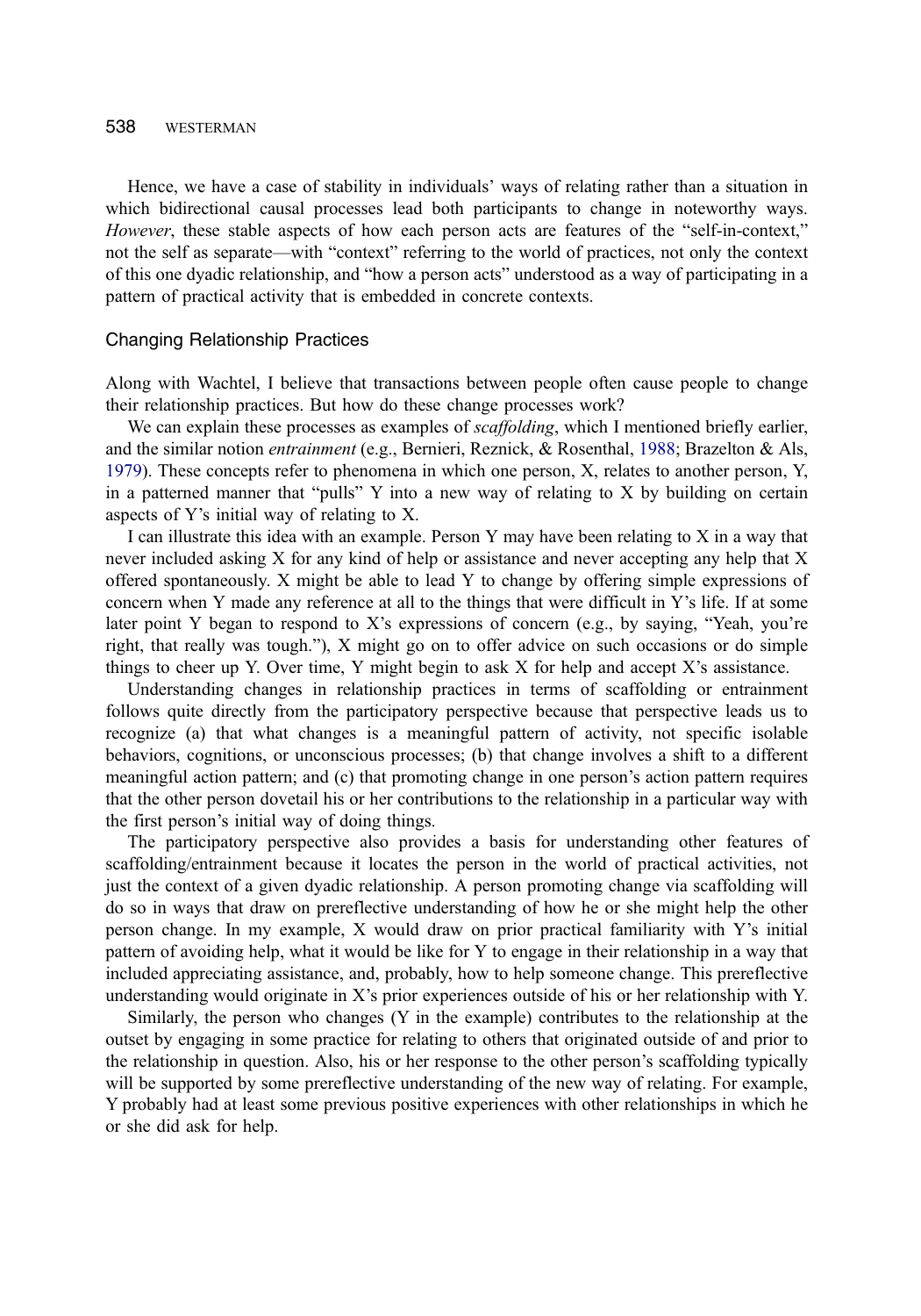Hence, we have a case of stability in individuals' ways of relating rather than a situation in which bidirectional causal processes lead both participants to change in noteworthy ways. *However*, these stable aspects of how each person acts are features of the "self-in-context," not the self as separate—with "context" referring to the world of practices, not only the context of this one dyadic relationship, and "how a person acts" understood as a way of participating in a pattern of practical activity that is embedded in concrete contexts.

## Changing Relationship Practices

Along with Wachtel, I believe that transactions between people often cause people to change their relationship practices. But how do these change processes work?

We can explain these processes as examples of *scaffolding*, which I mentioned briefly earlier, and the similar notion *entrainment* (e.g., Bernieri, Reznick, & Rosenthal, 1988; Brazelton & Als, 1979). These concepts refer to phenomena in which one person, X, relates to another person, Y, in a patterned manner that "pulls" Y into a new way of relating to X by building on certain aspects of Y's initial way of relating to X.

I can illustrate this idea with an example. Person Y may have been relating to X in a way that never included asking X for any kind of help or assistance and never accepting any help that X offered spontaneously. X might be able to lead Y to change by offering simple expressions of concern when Y made any reference at all to the things that were difficult in Y's life. If at some later point Y began to respond to X's expressions of concern (e.g., by saying, "Yeah, you're right, that really was tough."), X might go on to offer advice on such occasions or do simple things to cheer up Y. Over time, Y might begin to ask X for help and accept X's assistance.

Understanding changes in relationship practices in terms of scaffolding or entrainment follows quite directly from the participatory perspective because that perspective leads us to recognize (a) that what changes is a meaningful pattern of activity, not specific isolable behaviors, cognitions, or unconscious processes; (b) that change involves a shift to a different meaningful action pattern; and (c) that promoting change in one person's action pattern requires that the other person dovetail his or her contributions to the relationship in a particular way with the first person's initial way of doing things.

The participatory perspective also provides a basis for understanding other features of scaffolding/entrainment because it locates the person in the world of practical activities, not just the context of a given dyadic relationship. A person promoting change via scaffolding will do so in ways that draw on prereflective understanding of how he or she might help the other person change. In my example, X would draw on prior practical familiarity with Y's initial pattern of avoiding help, what it would be like for Y to engage in their relationship in a way that included appreciating assistance, and, probably, how to help someone change. This prereflective understanding would originate in X's prior experiences outside of his or her relationship with Y.

Similarly, the person who changes (Y in the example) contributes to the relationship at the outset by engaging in some practice for relating to others that originated outside of and prior to the relationship in question. Also, his or her response to the other person's scaffolding typically will be supported by some prereflective understanding of the new way of relating. For example, Y probably had at least some previous positive experiences with other relationships in which he or she did ask for help.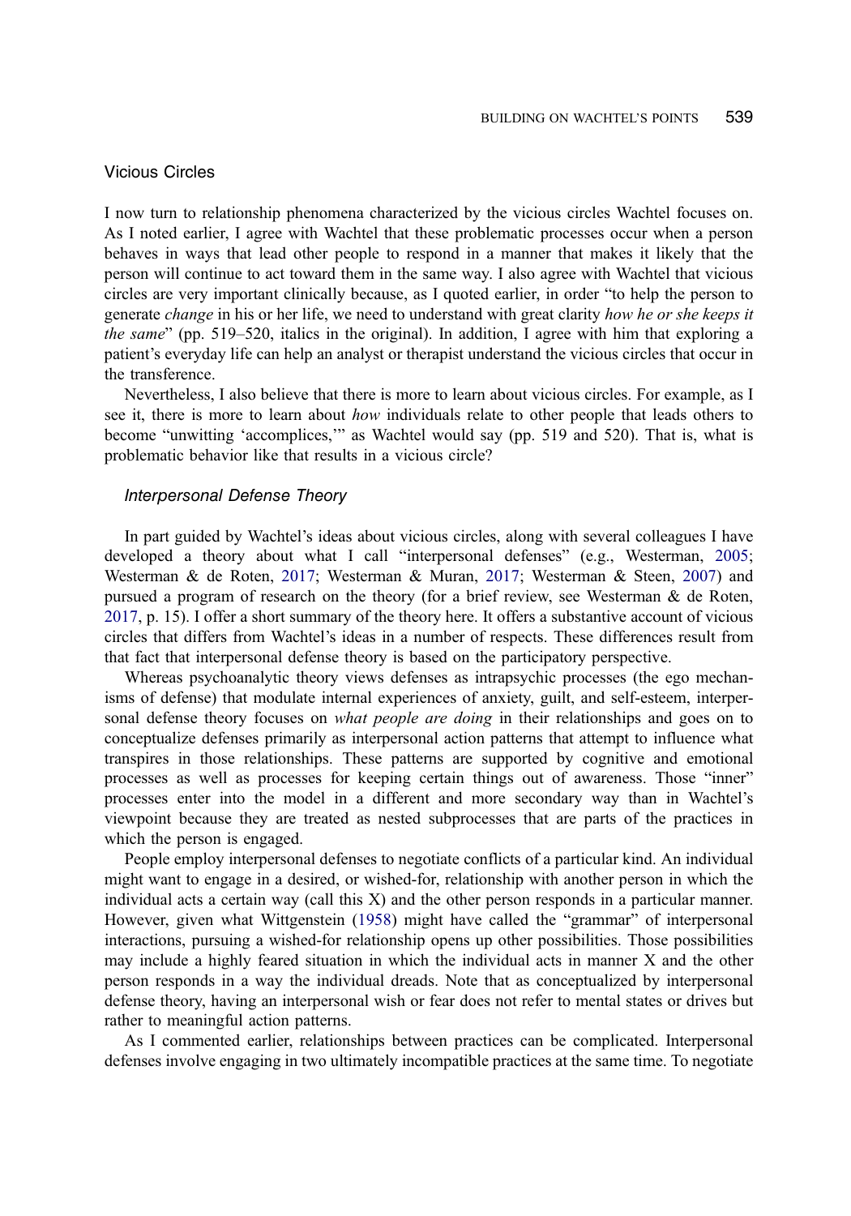## Vicious Circles

I now turn to relationship phenomena characterized by the vicious circles Wachtel focuses on. As I noted earlier, I agree with Wachtel that these problematic processes occur when a person behaves in ways that lead other people to respond in a manner that makes it likely that the person will continue to act toward them in the same way. I also agree with Wachtel that vicious circles are very important clinically because, as I quoted earlier, in order "to help the person to generate *change* in his or her life, we need to understand with great clarity *how he or she keeps it the same*" (pp. 519–520, italics in the original). In addition, I agree with him that exploring a patient's everyday life can help an analyst or therapist understand the vicious circles that occur in the transference.

Nevertheless, I also believe that there is more to learn about vicious circles. For example, as I see it, there is more to learn about *how* individuals relate to other people that leads others to become "unwitting 'accomplices,'" as Wachtel would say (pp. 519 and 520). That is, what is problematic behavior like that results in a vicious circle?

### *Interpersonal Defense Theory*

In part guided by Wachtel's ideas about vicious circles, along with several colleagues I have developed a theory about what I call "interpersonal defenses" (e.g., Westerman, 2005; Westerman & de Roten, 2017; Westerman & Muran, 2017; Westerman & Steen, 2007) and pursued a program of research on the theory (for a brief review, see Westerman & de Roten, 2017, p. 15). I offer a short summary of the theory here. It offers a substantive account of vicious circles that differs from Wachtel's ideas in a number of respects. These differences result from that fact that interpersonal defense theory is based on the participatory perspective.

Whereas psychoanalytic theory views defenses as intrapsychic processes (the ego mechanisms of defense) that modulate internal experiences of anxiety, guilt, and self-esteem, interpersonal defense theory focuses on *what people are doing* in their relationships and goes on to conceptualize defenses primarily as interpersonal action patterns that attempt to influence what transpires in those relationships. These patterns are supported by cognitive and emotional processes as well as processes for keeping certain things out of awareness. Those "inner" processes enter into the model in a different and more secondary way than in Wachtel's viewpoint because they are treated as nested subprocesses that are parts of the practices in which the person is engaged.

People employ interpersonal defenses to negotiate conflicts of a particular kind. An individual might want to engage in a desired, or wished-for, relationship with another person in which the individual acts a certain way (call this X) and the other person responds in a particular manner. However, given what Wittgenstein (1958) might have called the "grammar" of interpersonal interactions, pursuing a wished-for relationship opens up other possibilities. Those possibilities may include a highly feared situation in which the individual acts in manner X and the other person responds in a way the individual dreads. Note that as conceptualized by interpersonal defense theory, having an interpersonal wish or fear does not refer to mental states or drives but rather to meaningful action patterns.

As I commented earlier, relationships between practices can be complicated. Interpersonal defenses involve engaging in two ultimately incompatible practices at the same time. To negotiate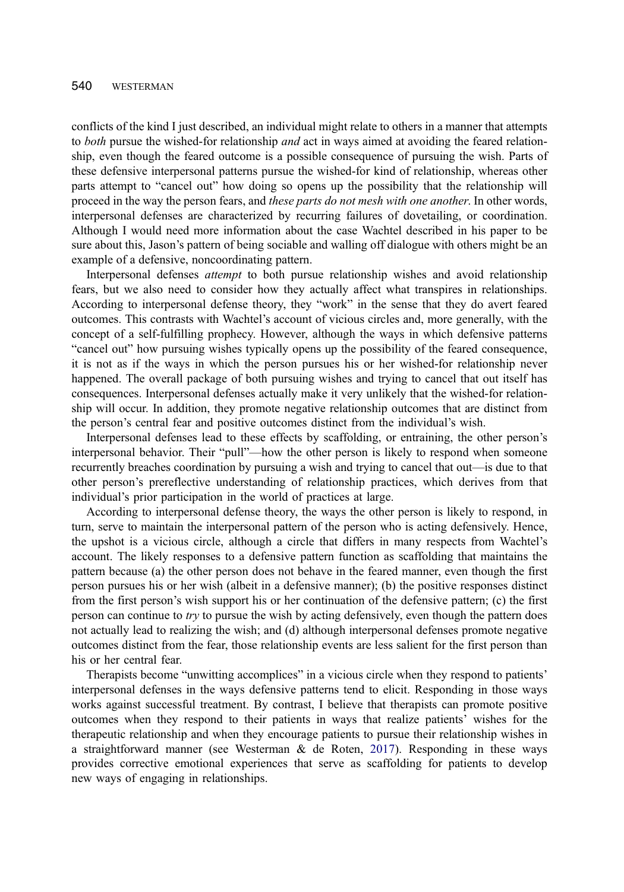conflicts of the kind I just described, an individual might relate to others in a manner that attempts to *both* pursue the wished-for relationship *and* act in ways aimed at avoiding the feared relationship, even though the feared outcome is a possible consequence of pursuing the wish. Parts of these defensive interpersonal patterns pursue the wished-for kind of relationship, whereas other parts attempt to "cancel out" how doing so opens up the possibility that the relationship will proceed in the way the person fears, and *these parts do not mesh with one another*. In other words, interpersonal defenses are characterized by recurring failures of dovetailing, or coordination. Although I would need more information about the case Wachtel described in his paper to be sure about this, Jason's pattern of being sociable and walling off dialogue with others might be an example of a defensive, noncoordinating pattern.

Interpersonal defenses *attempt* to both pursue relationship wishes and avoid relationship fears, but we also need to consider how they actually affect what transpires in relationships. According to interpersonal defense theory, they "work" in the sense that they do avert feared outcomes. This contrasts with Wachtel's account of vicious circles and, more generally, with the concept of a self-fulfilling prophecy. However, although the ways in which defensive patterns "cancel out" how pursuing wishes typically opens up the possibility of the feared consequence, it is not as if the ways in which the person pursues his or her wished-for relationship never happened. The overall package of both pursuing wishes and trying to cancel that out itself has consequences. Interpersonal defenses actually make it very unlikely that the wished-for relationship will occur. In addition, they promote negative relationship outcomes that are distinct from the person's central fear and positive outcomes distinct from the individual's wish.

Interpersonal defenses lead to these effects by scaffolding, or entraining, the other person's interpersonal behavior. Their "pull"—how the other person is likely to respond when someone recurrently breaches coordination by pursuing a wish and trying to cancel that out—is due to that other person's prereflective understanding of relationship practices, which derives from that individual's prior participation in the world of practices at large.

According to interpersonal defense theory, the ways the other person is likely to respond, in turn, serve to maintain the interpersonal pattern of the person who is acting defensively. Hence, the upshot is a vicious circle, although a circle that differs in many respects from Wachtel's account. The likely responses to a defensive pattern function as scaffolding that maintains the pattern because (a) the other person does not behave in the feared manner, even though the first person pursues his or her wish (albeit in a defensive manner); (b) the positive responses distinct from the first person's wish support his or her continuation of the defensive pattern; (c) the first person can continue to *try* to pursue the wish by acting defensively, even though the pattern does not actually lead to realizing the wish; and (d) although interpersonal defenses promote negative outcomes distinct from the fear, those relationship events are less salient for the first person than his or her central fear.

Therapists become "unwitting accomplices" in a vicious circle when they respond to patients' interpersonal defenses in the ways defensive patterns tend to elicit. Responding in those ways works against successful treatment. By contrast, I believe that therapists can promote positive outcomes when they respond to their patients in ways that realize patients' wishes for the therapeutic relationship and when they encourage patients to pursue their relationship wishes in a straightforward manner (see Westerman & de Roten, 2017). Responding in these ways provides corrective emotional experiences that serve as scaffolding for patients to develop new ways of engaging in relationships.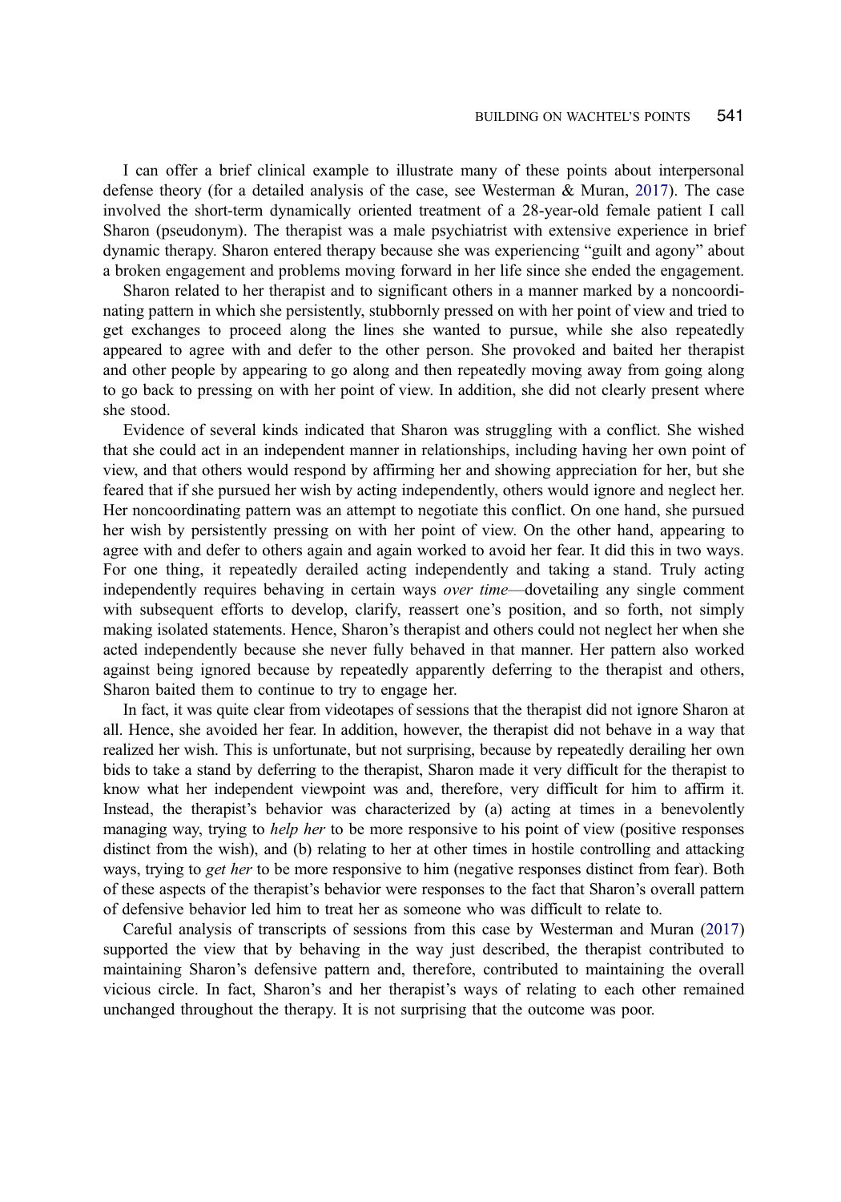I can offer a brief clinical example to illustrate many of these points about interpersonal defense theory (for a detailed analysis of the case, see Westerman & Muran, 2017). The case involved the short-term dynamically oriented treatment of a 28-year-old female patient I call Sharon (pseudonym). The therapist was a male psychiatrist with extensive experience in brief dynamic therapy. Sharon entered therapy because she was experiencing "guilt and agony" about a broken engagement and problems moving forward in her life since she ended the engagement.

Sharon related to her therapist and to significant others in a manner marked by a noncoordinating pattern in which she persistently, stubbornly pressed on with her point of view and tried to get exchanges to proceed along the lines she wanted to pursue, while she also repeatedly appeared to agree with and defer to the other person. She provoked and baited her therapist and other people by appearing to go along and then repeatedly moving away from going along to go back to pressing on with her point of view. In addition, she did not clearly present where she stood.

Evidence of several kinds indicated that Sharon was struggling with a conflict. She wished that she could act in an independent manner in relationships, including having her own point of view, and that others would respond by affirming her and showing appreciation for her, but she feared that if she pursued her wish by acting independently, others would ignore and neglect her. Her noncoordinating pattern was an attempt to negotiate this conflict. On one hand, she pursued her wish by persistently pressing on with her point of view. On the other hand, appearing to agree with and defer to others again and again worked to avoid her fear. It did this in two ways. For one thing, it repeatedly derailed acting independently and taking a stand. Truly acting independently requires behaving in certain ways *over time*—dovetailing any single comment with subsequent efforts to develop, clarify, reassert one's position, and so forth, not simply making isolated statements. Hence, Sharon's therapist and others could not neglect her when she acted independently because she never fully behaved in that manner. Her pattern also worked against being ignored because by repeatedly apparently deferring to the therapist and others, Sharon baited them to continue to try to engage her.

In fact, it was quite clear from videotapes of sessions that the therapist did not ignore Sharon at all. Hence, she avoided her fear. In addition, however, the therapist did not behave in a way that realized her wish. This is unfortunate, but not surprising, because by repeatedly derailing her own bids to take a stand by deferring to the therapist, Sharon made it very difficult for the therapist to know what her independent viewpoint was and, therefore, very difficult for him to affirm it. Instead, the therapist's behavior was characterized by (a) acting at times in a benevolently managing way, trying to *help her* to be more responsive to his point of view (positive responses distinct from the wish), and (b) relating to her at other times in hostile controlling and attacking ways, trying to *get her* to be more responsive to him (negative responses distinct from fear). Both of these aspects of the therapist's behavior were responses to the fact that Sharon's overall pattern of defensive behavior led him to treat her as someone who was difficult to relate to.

Careful analysis of transcripts of sessions from this case by Westerman and Muran (2017) supported the view that by behaving in the way just described, the therapist contributed to maintaining Sharon's defensive pattern and, therefore, contributed to maintaining the overall vicious circle. In fact, Sharon's and her therapist's ways of relating to each other remained unchanged throughout the therapy. It is not surprising that the outcome was poor.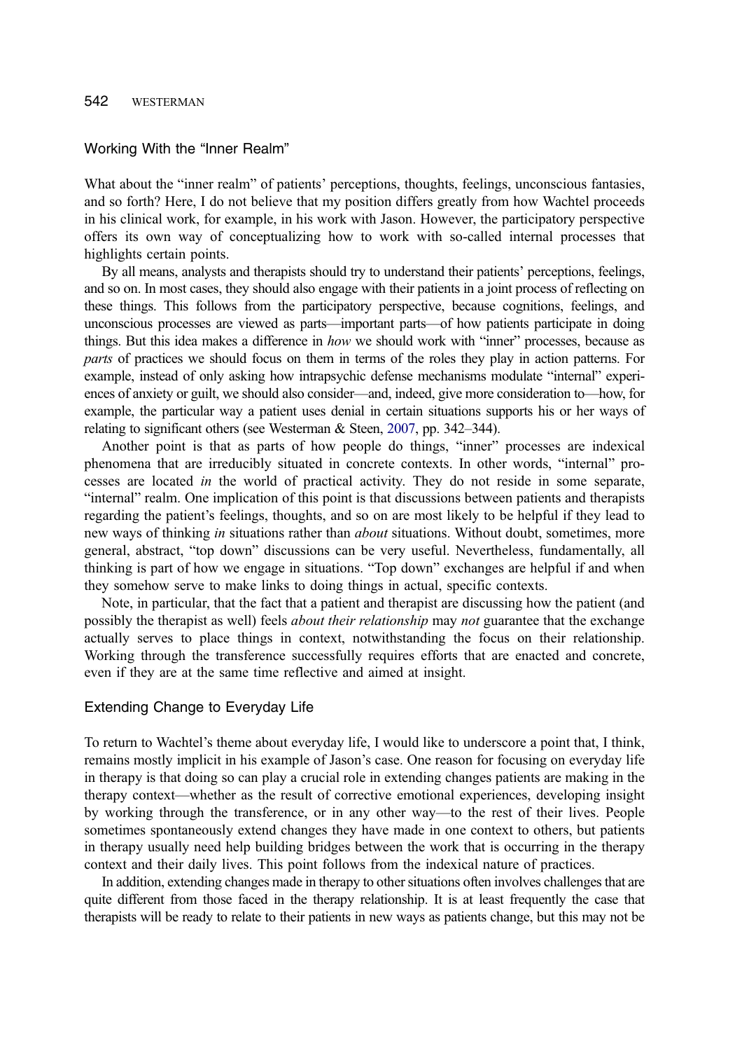## Working With the "Inner Realm"

What about the "inner realm" of patients' perceptions, thoughts, feelings, unconscious fantasies, and so forth? Here, I do not believe that my position differs greatly from how Wachtel proceeds in his clinical work, for example, in his work with Jason. However, the participatory perspective offers its own way of conceptualizing how to work with so-called internal processes that highlights certain points.

By all means, analysts and therapists should try to understand their patients' perceptions, feelings, and so on. In most cases, they should also engage with their patients in a joint process of reflecting on these things. This follows from the participatory perspective, because cognitions, feelings, and unconscious processes are viewed as parts—important parts—of how patients participate in doing things. But this idea makes a difference in *how* we should work with "inner" processes, because as *parts* of practices we should focus on them in terms of the roles they play in action patterns. For example, instead of only asking how intrapsychic defense mechanisms modulate "internal" experiences of anxiety or guilt, we should also consider—and, indeed, give more consideration to—how, for example, the particular way a patient uses denial in certain situations supports his or her ways of relating to significant others (see Westerman & Steen, 2007, pp. 342–344).

Another point is that as parts of how people do things, "inner" processes are indexical phenomena that are irreducibly situated in concrete contexts. In other words, "internal" processes are located *in* the world of practical activity. They do not reside in some separate, "internal" realm. One implication of this point is that discussions between patients and therapists regarding the patient's feelings, thoughts, and so on are most likely to be helpful if they lead to new ways of thinking *in* situations rather than *about* situations. Without doubt, sometimes, more general, abstract, "top down" discussions can be very useful. Nevertheless, fundamentally, all thinking is part of how we engage in situations. "Top down" exchanges are helpful if and when they somehow serve to make links to doing things in actual, specific contexts.

Note, in particular, that the fact that a patient and therapist are discussing how the patient (and possibly the therapist as well) feels *about their relationship* may *not* guarantee that the exchange actually serves to place things in context, notwithstanding the focus on their relationship. Working through the transference successfully requires efforts that are enacted and concrete, even if they are at the same time reflective and aimed at insight.

## Extending Change to Everyday Life

To return to Wachtel's theme about everyday life, I would like to underscore a point that, I think, remains mostly implicit in his example of Jason's case. One reason for focusing on everyday life in therapy is that doing so can play a crucial role in extending changes patients are making in the therapy context—whether as the result of corrective emotional experiences, developing insight by working through the transference, or in any other way—to the rest of their lives. People sometimes spontaneously extend changes they have made in one context to others, but patients in therapy usually need help building bridges between the work that is occurring in the therapy context and their daily lives. This point follows from the indexical nature of practices.

In addition, extending changes made in therapy to other situations often involves challenges that are quite different from those faced in the therapy relationship. It is at least frequently the case that therapists will be ready to relate to their patients in new ways as patients change, but this may not be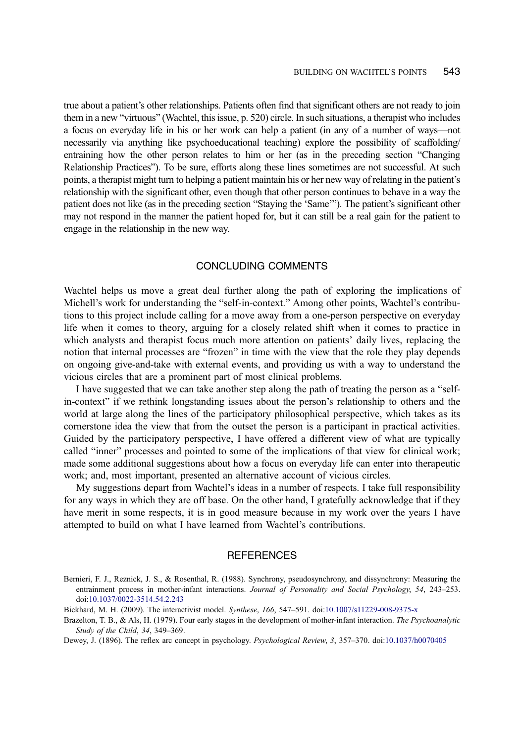true about a patient's other relationships. Patients often find that significant others are not ready to join them in a new "virtuous" (Wachtel, this issue, p. 520) circle. In such situations, a therapist who includes a focus on everyday life in his or her work can help a patient (in any of a number of ways—not necessarily via anything like psychoeducational teaching) explore the possibility of scaffolding/ entraining how the other person relates to him or her (as in the preceding section "Changing Relationship Practices"). To be sure, efforts along these lines sometimes are not successful. At such points, a therapist might turn to helping a patient maintain his or her new way of relating in the patient's relationship with the significant other, even though that other person continues to behave in a way the patient does not like (as in the preceding section "Staying the 'Same'"). The patient's significant other may not respond in the manner the patient hoped for, but it can still be a real gain for the patient to engage in the relationship in the new way.

## CONCLUDING COMMENTS

Wachtel helps us move a great deal further along the path of exploring the implications of Michell's work for understanding the "self-in-context." Among other points, Wachtel's contributions to this project include calling for a move away from a one-person perspective on everyday life when it comes to theory, arguing for a closely related shift when it comes to practice in which analysts and therapist focus much more attention on patients' daily lives, replacing the notion that internal processes are "frozen" in time with the view that the role they play depends on ongoing give-and-take with external events, and providing us with a way to understand the vicious circles that are a prominent part of most clinical problems.

I have suggested that we can take another step along the path of treating the person as a "self-in-context" if we rethink longstanding issues about the person's relationship to others and the world at large along the lines of the participatory philosophical perspective, which takes as its cornerstone idea the view that from the outset the person is a participant in practical activities. Guided by the participatory perspective, I have offered a different view of what are typically called "inner" processes and pointed to some of the implications of that view for clinical work; made some additional suggestions about how a focus on everyday life can enter into therapeutic work; and, most important, presented an alternative account of vicious circles.

My suggestions depart from Wachtel's ideas in a number of respects. I take full responsibility for any ways in which they are off base. On the other hand, I gratefully acknowledge that if they have merit in some respects, it is in good measure because in my work over the years I have attempted to build on what I have learned from Wachtel's contributions.

## REFERENCES

Bernieri, F. J., Reznick, J. S., & Rosenthal, R. (1988). Synchrony, pseudosynchrony, and dissynchrony: Measuring the entrainment process in mother-infant interactions. *Journal of Personality and Social Psychology*, *54*, 243–253. doi:10.1037/0022-3514.54.2.243

Bickhard, M. H. (2009). The interactivist model. *Synthese*, *166*, 547–591. doi:10.1007/s11229-008-9375-x

Brazelton, T. B., & Als, H. (1979). Four early stages in the development of mother-infant interaction. *The Psychoanalytic Study of the Child*, *34*, 349–369.

Dewey, J. (1896). The reflex arc concept in psychology. *Psychological Review*, *3*, 357–370. doi:10.1037/h0070405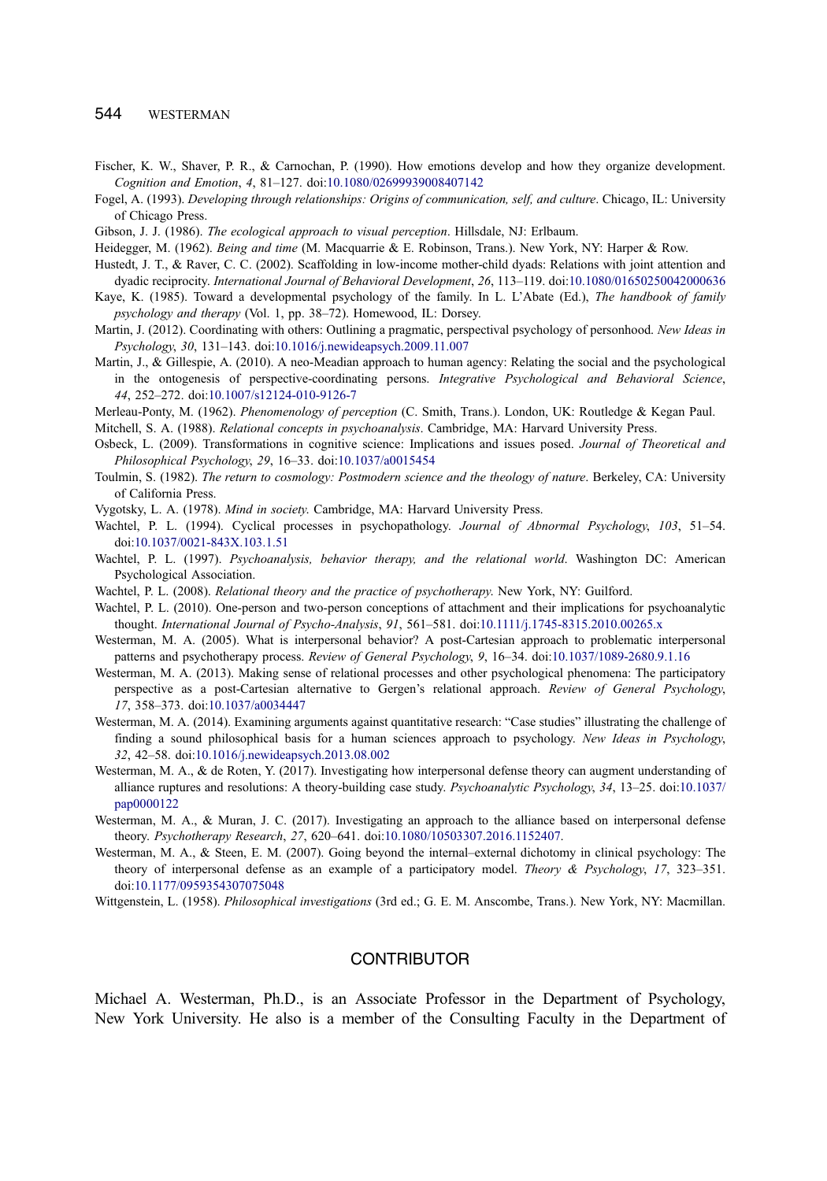Fischer, K. W., Shaver, P. R., & Carnochan, P. (1990). How emotions develop and how they organize development. *Cognition and Emotion*, *4*, 81–127. doi:10.1080/02699939008407142

Fogel, A. (1993). *Developing through relationships: Origins of communication, self, and culture*. Chicago, IL: University of Chicago Press.

Gibson, J. J. (1986). *The ecological approach to visual perception*. Hillsdale, NJ: Erlbaum.

Heidegger, M. (1962). *Being and time* (M. Macquarrie & E. Robinson, Trans.). New York, NY: Harper & Row.

Hustedt, J. T., & Raver, C. C. (2002). Scaffolding in low-income mother-child dyads: Relations with joint attention and dyadic reciprocity. *International Journal of Behavioral Development*, *26*, 113–119. doi:10.1080/01650250042000636

Kaye, K. (1985). Toward a developmental psychology of the family. In L. L'Abate (Ed.), *The handbook of family psychology and therapy* (Vol. 1, pp. 38–72). Homewood, IL: Dorsey.

Martin, J. (2012). Coordinating with others: Outlining a pragmatic, perspectival psychology of personhood. *New Ideas in Psychology*, *30*, 131–143. doi:10.1016/j.newideapsych.2009.11.007

Martin, J., & Gillespie, A. (2010). A neo-Meadian approach to human agency: Relating the social and the psychological in the ontogenesis of perspective-coordinating persons. *Integrative Psychological and Behavioral Science*, *44*, 252–272. doi:10.1007/s12124-010-9126-7

Merleau-Ponty, M. (1962). *Phenomenology of perception* (C. Smith, Trans.). London, UK: Routledge & Kegan Paul.

Mitchell, S. A. (1988). *Relational concepts in psychoanalysis*. Cambridge, MA: Harvard University Press.

Osbeck, L. (2009). Transformations in cognitive science: Implications and issues posed. *Journal of Theoretical and Philosophical Psychology*, *29*, 16–33. doi:10.1037/a0015454

Toulmin, S. (1982). *The return to cosmology: Postmodern science and the theology of nature*. Berkeley, CA: University of California Press.

Vygotsky, L. A. (1978). *Mind in society*. Cambridge, MA: Harvard University Press.

Wachtel, P. L. (1994). Cyclical processes in psychopathology. *Journal of Abnormal Psychology*, *103*, 51–54. doi:10.1037/0021-843X.103.1.51

Wachtel, P. L. (1997). *Psychoanalysis, behavior therapy, and the relational world*. Washington DC: American Psychological Association.

Wachtel, P. L. (2008). *Relational theory and the practice of psychotherapy*. New York, NY: Guilford.

Wachtel, P. L. (2010). One-person and two-person conceptions of attachment and their implications for psychoanalytic thought. *International Journal of Psycho-Analysis*, *91*, 561–581. doi:10.1111/j.1745-8315.2010.00265.x

Westerman, M. A. (2005). What is interpersonal behavior? A post-Cartesian approach to problematic interpersonal patterns and psychotherapy process. *Review of General Psychology*, *9*, 16–34. doi:10.1037/1089-2680.9.1.16

Westerman, M. A. (2013). Making sense of relational processes and other psychological phenomena: The participatory perspective as a post-Cartesian alternative to Gergen's relational approach. *Review of General Psychology*, *17*, 358–373. doi:10.1037/a0034447

Westerman, M. A. (2014). Examining arguments against quantitative research: "Case studies" illustrating the challenge of finding a sound philosophical basis for a human sciences approach to psychology. *New Ideas in Psychology*, *32*, 42–58. doi:10.1016/j.newideapsych.2013.08.002

Westerman, M. A., & de Roten, Y. (2017). Investigating how interpersonal defense theory can augment understanding of alliance ruptures and resolutions: A theory-building case study. *Psychoanalytic Psychology*, *34*, 13–25. doi:10.1037/pap0000122

Westerman, M. A., & Muran, J. C. (2017). Investigating an approach to the alliance based on interpersonal defense theory. *Psychotherapy Research*, *27*, 620–641. doi:10.1080/10503307.2016.1152407.

Westerman, M. A., & Steen, E. M. (2007). Going beyond the internal–external dichotomy in clinical psychology: The theory of interpersonal defense as an example of a participatory model. *Theory & Psychology*, *17*, 323–351. doi:10.1177/0959354307075048

Wittgenstein, L. (1958). *Philosophical investigations* (3rd ed.; G. E. M. Anscombe, Trans.). New York, NY: Macmillan.

## CONTRIBUTOR

Michael A. Westerman, Ph.D., is an Associate Professor in the Department of Psychology, New York University. He also is a member of the Consulting Faculty in the Department of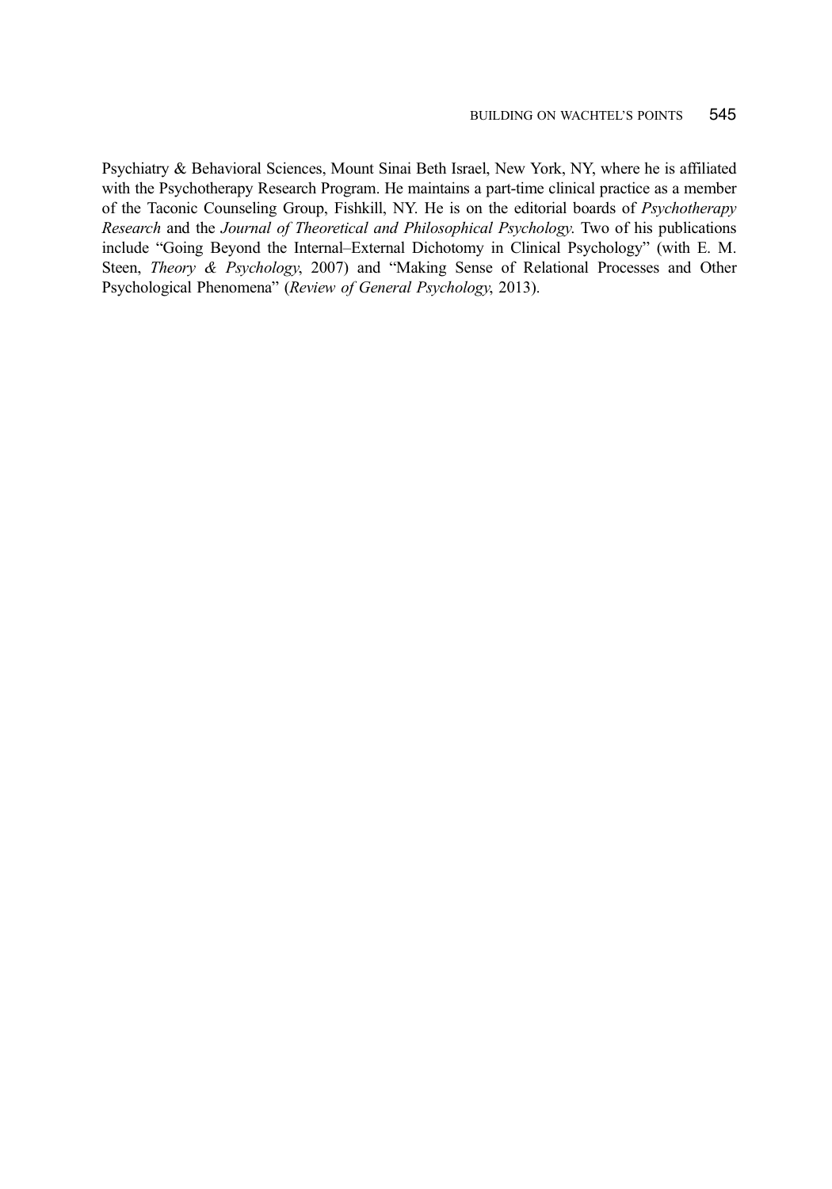Psychiatry & Behavioral Sciences, Mount Sinai Beth Israel, New York, NY, where he is affiliated with the Psychotherapy Research Program. He maintains a part-time clinical practice as a member of the Taconic Counseling Group, Fishkill, NY. He is on the editorial boards of *Psychotherapy Research* and the *Journal of Theoretical and Philosophical Psychology.* Two of his publications include "Going Beyond the Internal–External Dichotomy in Clinical Psychology" (with E. M. Steen, *Theory & Psychology*, 2007) and "Making Sense of Relational Processes and Other Psychological Phenomena" (*Review of General Psychology*, 2013).